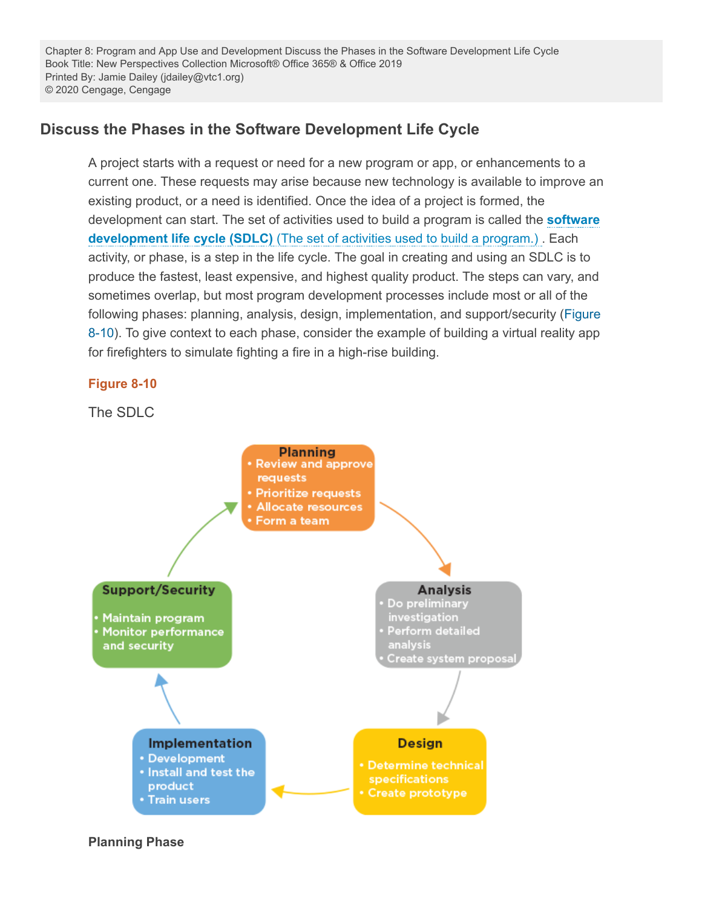Chapter 8: Program and App Use and Development Discuss the Phases in the Software Development Life Cycle
Book Title: New Perspectives Collection Microsoft® Office 365® & Office 2019
Printed By: Jamie Dailey (jdailey@vtc1.org)
© 2020 Cengage, Cengage

## Discuss the Phases in the Software Development Life Cycle

A project starts with a request or need for a new program or app, or enhancements to a current one. These requests may arise because new technology is available to improve an existing product, or a need is identified. Once the idea of a project is formed, the development can start. The set of activities used to build a program is called the **software development life cycle (SDLC)** (The set of activities used to build a program.) . Each activity, or phase, is a step in the life cycle. The goal in creating and using an SDLC is to produce the fastest, least expensive, and highest quality product. The steps can vary, and sometimes overlap, but most program development processes include most or all of the following phases: planning, analysis, design, implementation, and support/security (Figure 8-10). To give context to each phase, consider the example of building a virtual reality app for firefighters to simulate fighting a fire in a high-rise building.

**Figure 8-10**

The SDLC

**Planning**
- Review and approve requests
- Prioritize requests
- Allocate resources
- Form a team

**Analysis**
- Do preliminary investigation
- Perform detailed analysis
- Create system proposal

**Design**
- Determine technical specifications
- Create prototype

**Implementation**
- Development
- Install and test the product
- Train users

**Support/Security**
- Maintain program
- Monitor performance and security

**Planning Phase**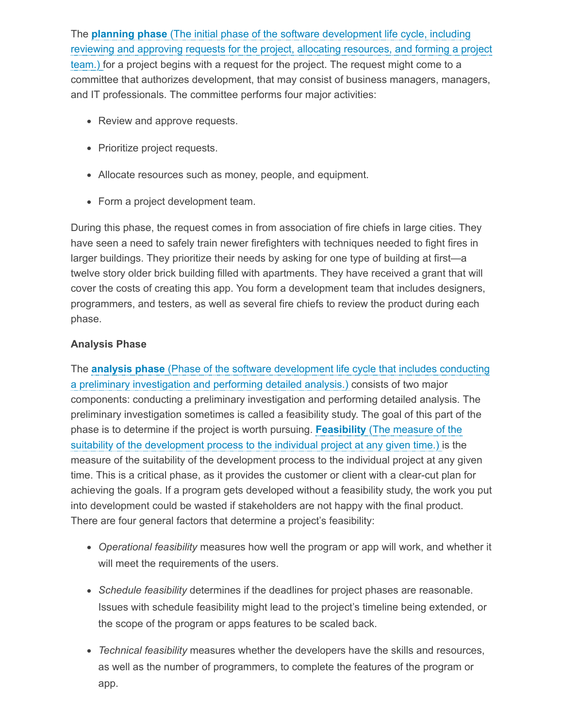The **planning phase** (The initial phase of the software development life cycle, including reviewing and approving requests for the project, allocating resources, and forming a project team.) for a project begins with a request for the project. The request might come to a committee that authorizes development, that may consist of business managers, managers, and IT professionals. The committee performs four major activities:

- Review and approve requests.
- Prioritize project requests.
- Allocate resources such as money, people, and equipment.
- Form a project development team.

During this phase, the request comes in from association of fire chiefs in large cities. They have seen a need to safely train newer firefighters with techniques needed to fight fires in larger buildings. They prioritize their needs by asking for one type of building at first—a twelve story older brick building filled with apartments. They have received a grant that will cover the costs of creating this app. You form a development team that includes designers, programmers, and testers, as well as several fire chiefs to review the product during each phase.

**Analysis Phase**

The **analysis phase** (Phase of the software development life cycle that includes conducting a preliminary investigation and performing detailed analysis.) consists of two major components: conducting a preliminary investigation and performing detailed analysis. The preliminary investigation sometimes is called a feasibility study. The goal of this part of the phase is to determine if the project is worth pursuing. **Feasibility** (The measure of the suitability of the development process to the individual project at any given time.) is the measure of the suitability of the development process to the individual project at any given time. This is a critical phase, as it provides the customer or client with a clear-cut plan for achieving the goals. If a program gets developed without a feasibility study, the work you put into development could be wasted if stakeholders are not happy with the final product. There are four general factors that determine a project's feasibility:

- *Operational feasibility* measures how well the program or app will work, and whether it will meet the requirements of the users.
- *Schedule feasibility* determines if the deadlines for project phases are reasonable. Issues with schedule feasibility might lead to the project's timeline being extended, or the scope of the program or apps features to be scaled back.
- *Technical feasibility* measures whether the developers have the skills and resources, as well as the number of programmers, to complete the features of the program or app.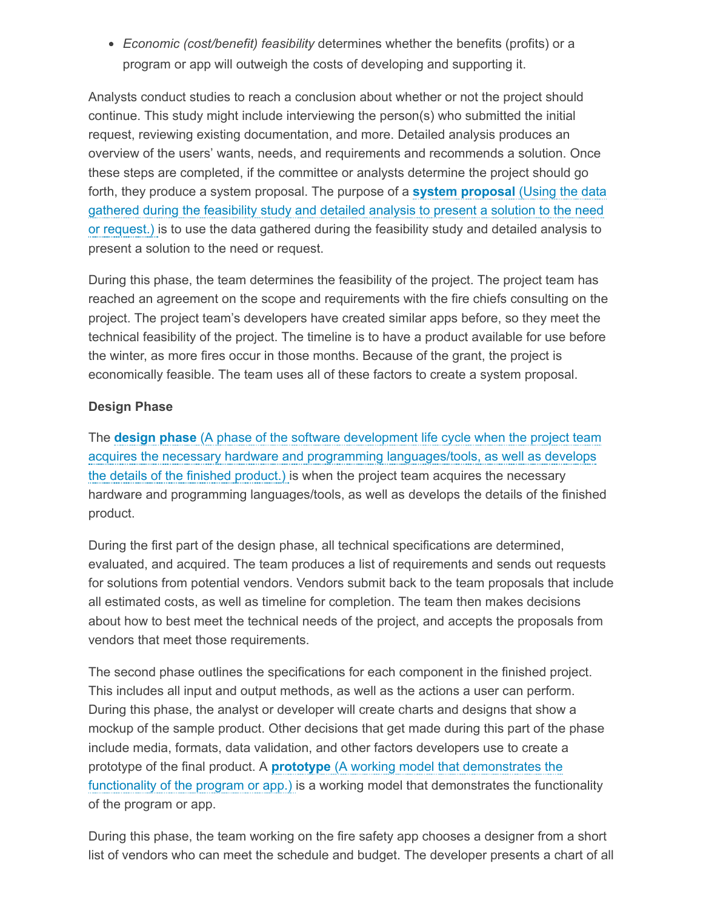- *Economic (cost/benefit) feasibility* determines whether the benefits (profits) or a program or app will outweigh the costs of developing and supporting it.

Analysts conduct studies to reach a conclusion about whether or not the project should continue. This study might include interviewing the person(s) who submitted the initial request, reviewing existing documentation, and more. Detailed analysis produces an overview of the users' wants, needs, and requirements and recommends a solution. Once these steps are completed, if the committee or analysts determine the project should go forth, they produce a system proposal. The purpose of a **system proposal** (Using the data gathered during the feasibility study and detailed analysis to present a solution to the need or request.) is to use the data gathered during the feasibility study and detailed analysis to present a solution to the need or request.

During this phase, the team determines the feasibility of the project. The project team has reached an agreement on the scope and requirements with the fire chiefs consulting on the project. The project team's developers have created similar apps before, so they meet the technical feasibility of the project. The timeline is to have a product available for use before the winter, as more fires occur in those months. Because of the grant, the project is economically feasible. The team uses all of these factors to create a system proposal.

**Design Phase**

The **design phase** (A phase of the software development life cycle when the project team acquires the necessary hardware and programming languages/tools, as well as develops the details of the finished product.) is when the project team acquires the necessary hardware and programming languages/tools, as well as develops the details of the finished product.

During the first part of the design phase, all technical specifications are determined, evaluated, and acquired. The team produces a list of requirements and sends out requests for solutions from potential vendors. Vendors submit back to the team proposals that include all estimated costs, as well as timeline for completion. The team then makes decisions about how to best meet the technical needs of the project, and accepts the proposals from vendors that meet those requirements.

The second phase outlines the specifications for each component in the finished project. This includes all input and output methods, as well as the actions a user can perform. During this phase, the analyst or developer will create charts and designs that show a mockup of the sample product. Other decisions that get made during this part of the phase include media, formats, data validation, and other factors developers use to create a prototype of the final product. A **prototype** (A working model that demonstrates the functionality of the program or app.) is a working model that demonstrates the functionality of the program or app.

During this phase, the team working on the fire safety app chooses a designer from a short list of vendors who can meet the schedule and budget. The developer presents a chart of all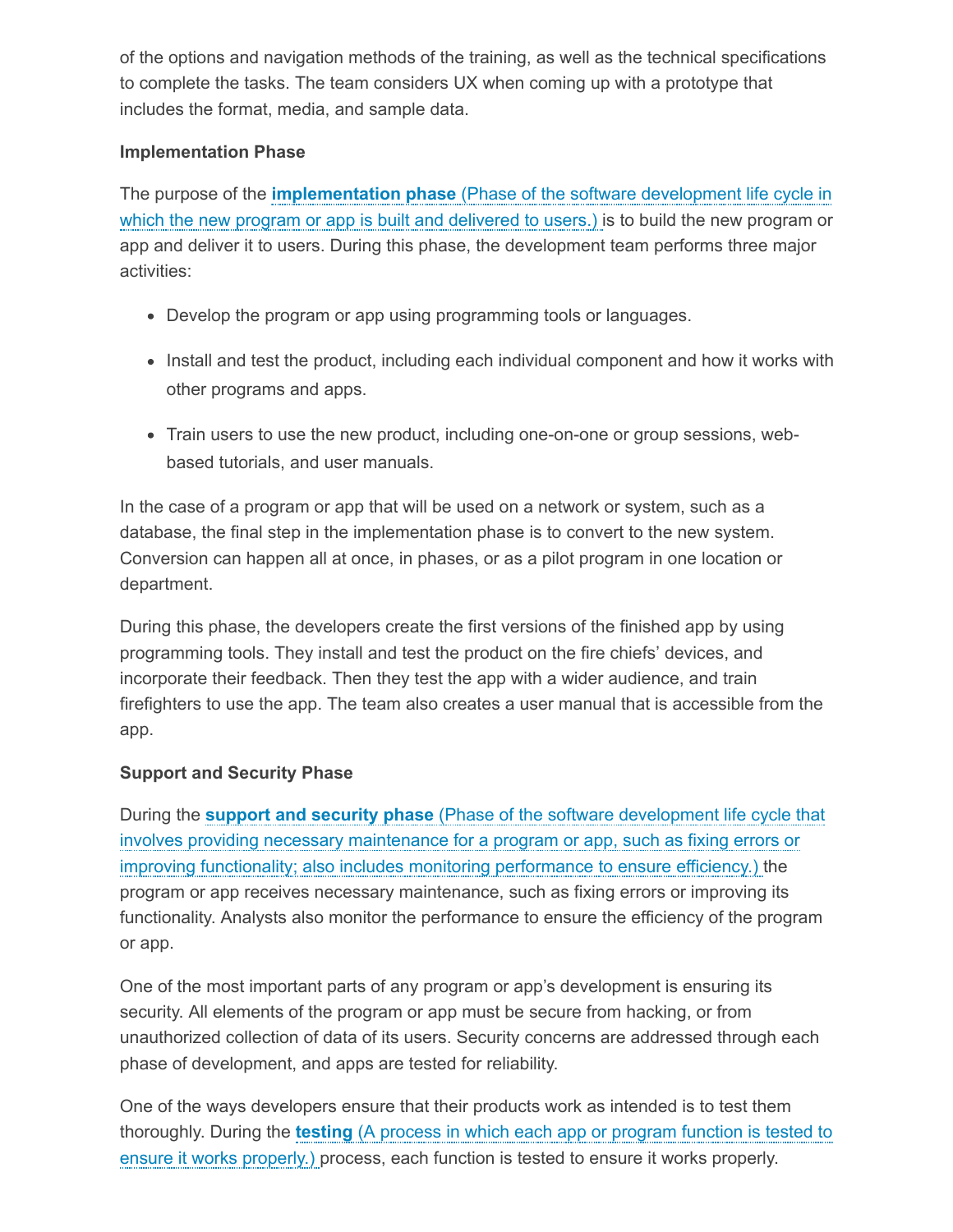of the options and navigation methods of the training, as well as the technical specifications to complete the tasks. The team considers UX when coming up with a prototype that includes the format, media, and sample data.

**Implementation Phase**

The purpose of the **implementation phase** (Phase of the software development life cycle in which the new program or app is built and delivered to users.) is to build the new program or app and deliver it to users. During this phase, the development team performs three major activities:

- Develop the program or app using programming tools or languages.
- Install and test the product, including each individual component and how it works with other programs and apps.
- Train users to use the new product, including one-on-one or group sessions, web-based tutorials, and user manuals.

In the case of a program or app that will be used on a network or system, such as a database, the final step in the implementation phase is to convert to the new system. Conversion can happen all at once, in phases, or as a pilot program in one location or department.

During this phase, the developers create the first versions of the finished app by using programming tools. They install and test the product on the fire chiefs' devices, and incorporate their feedback. Then they test the app with a wider audience, and train firefighters to use the app. The team also creates a user manual that is accessible from the app.

**Support and Security Phase**

During the **support and security phase** (Phase of the software development life cycle that involves providing necessary maintenance for a program or app, such as fixing errors or improving functionality; also includes monitoring performance to ensure efficiency.) the program or app receives necessary maintenance, such as fixing errors or improving its functionality. Analysts also monitor the performance to ensure the efficiency of the program or app.

One of the most important parts of any program or app's development is ensuring its security. All elements of the program or app must be secure from hacking, or from unauthorized collection of data of its users. Security concerns are addressed through each phase of development, and apps are tested for reliability.

One of the ways developers ensure that their products work as intended is to test them thoroughly. During the **testing** (A process in which each app or program function is tested to ensure it works properly.) process, each function is tested to ensure it works properly.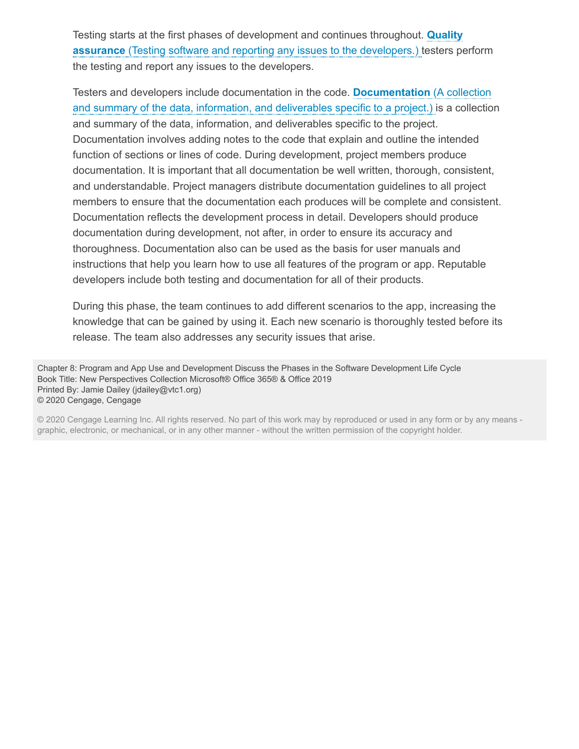Testing starts at the first phases of development and continues throughout. **Quality assurance** (Testing software and reporting any issues to the developers.) testers perform the testing and report any issues to the developers.

Testers and developers include documentation in the code. **Documentation** (A collection and summary of the data, information, and deliverables specific to a project.) is a collection and summary of the data, information, and deliverables specific to the project. Documentation involves adding notes to the code that explain and outline the intended function of sections or lines of code. During development, project members produce documentation. It is important that all documentation be well written, thorough, consistent, and understandable. Project managers distribute documentation guidelines to all project members to ensure that the documentation each produces will be complete and consistent. Documentation reflects the development process in detail. Developers should produce documentation during development, not after, in order to ensure its accuracy and thoroughness. Documentation also can be used as the basis for user manuals and instructions that help you learn how to use all features of the program or app. Reputable developers include both testing and documentation for all of their products.

During this phase, the team continues to add different scenarios to the app, increasing the knowledge that can be gained by using it. Each new scenario is thoroughly tested before its release. The team also addresses any security issues that arise.